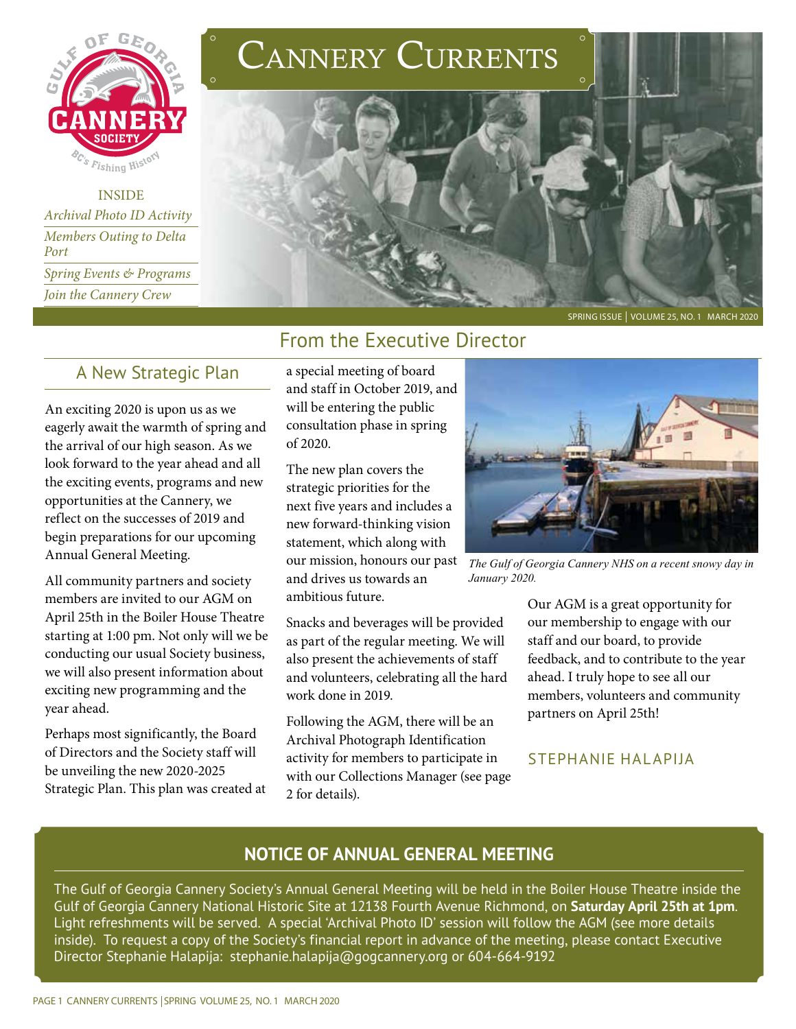# Cannery Currents

INSIDE

*Archival Photo ID Activity*

*Members Outing to Delta Port*

*Spring Events & Programs*

*Join the Cannery Crew*

SPRING ISSUE | VOLUME 25, NO. 1 MARCH 2020

## From the Executive Director

### A New Strategic Plan

An exciting 2020 is upon us as we eagerly await the warmth of spring and the arrival of our high season. As we look forward to the year ahead and all the exciting events, programs and new opportunities at the Cannery, we reflect on the successes of 2019 and begin preparations for our upcoming Annual General Meeting.

All community partners and society members are invited to our AGM on April 25th in the Boiler House Theatre starting at 1:00 pm. Not only will we be conducting our usual Society business, we will also present information about exciting new programming and the year ahead.

Perhaps most significantly, the Board of Directors and the Society staff will be unveiling the new 2020-2025 Strategic Plan. This plan was created at a special meeting of board and staff in October 2019, and will be entering the public consultation phase in spring of 2020.

The new plan covers the strategic priorities for the next five years and includes a new forward-thinking vision statement, which along with our mission, honours our past and drives us towards an ambitious future.

Snacks and beverages will be provided as part of the regular meeting. We will also present the achievements of staff and volunteers, celebrating all the hard work done in 2019.

Following the AGM, there will be an Archival Photograph Identification activity for members to participate in with our Collections Manager (see page 2 for details).

*The Gulf of Georgia Cannery NHS on a recent snowy day in January 2020.*

Our AGM is a great opportunity for our membership to engage with our staff and our board, to provide feedback, and to contribute to the year ahead. I truly hope to see all our members, volunteers and community partners on April 25th!

STEPHANIE HALAPIJA

## NOTICE OF ANNUAL GENERAL MEETING

The Gulf of Georgia Cannery Society's Annual General Meeting will be held in the Boiler House Theatre inside the Gulf of Georgia Cannery National Historic Site at 12138 Fourth Avenue Richmond, on **Saturday April 25th at 1pm**. Light refreshments will be served. A special 'Archival Photo ID' session will follow the AGM (see more details inside). To request a copy of the Society's financial report in advance of the meeting, please contact Executive Director Stephanie Halapija: stephanie.halapija@gogcannery.org or 604-664-9192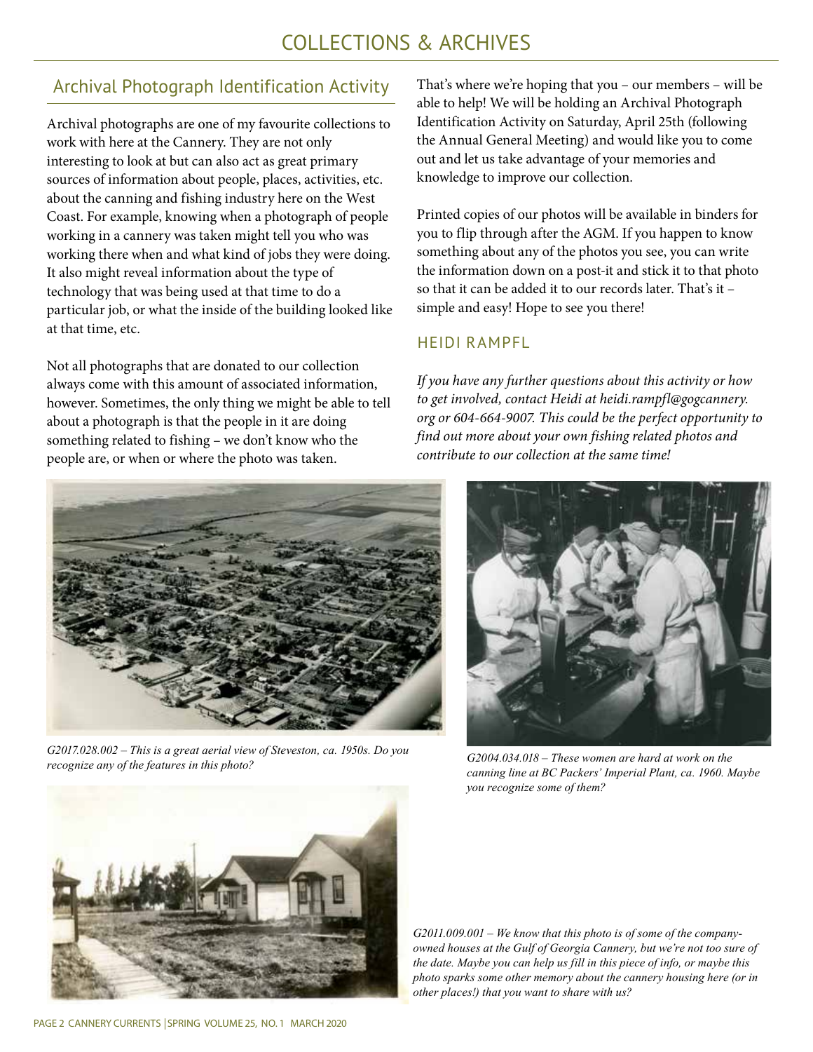# COLLECTIONS & ARCHIVES

## Archival Photograph Identification Activity

Archival photographs are one of my favourite collections to work with here at the Cannery. They are not only interesting to look at but can also act as great primary sources of information about people, places, activities, etc. about the canning and fishing industry here on the West Coast. For example, knowing when a photograph of people working in a cannery was taken might tell you who was working there when and what kind of jobs they were doing. It also might reveal information about the type of technology that was being used at that time to do a particular job, or what the inside of the building looked like at that time, etc.

Not all photographs that are donated to our collection always come with this amount of associated information, however. Sometimes, the only thing we might be able to tell about a photograph is that the people in it are doing something related to fishing – we don't know who the people are, or when or where the photo was taken.

That's where we're hoping that you – our members – will be able to help! We will be holding an Archival Photograph Identification Activity on Saturday, April 25th (following the Annual General Meeting) and would like you to come out and let us take advantage of your memories and knowledge to improve our collection.

Printed copies of our photos will be available in binders for you to flip through after the AGM. If you happen to know something about any of the photos you see, you can write the information down on a post-it and stick it to that photo so that it can be added it to our records later. That's it – simple and easy! Hope to see you there!

### HEIDI RAMPFL

*If you have any further questions about this activity or how to get involved, contact Heidi at heidi.rampfl@gogcannery.org or 604-664-9007. This could be the perfect opportunity to find out more about your own fishing related photos and contribute to our collection at the same time!*

*G2017.028.002 – This is a great aerial view of Steveston, ca. 1950s. Do you recognize any of the features in this photo?*

*G2004.034.018 – These women are hard at work on the canning line at BC Packers' Imperial Plant, ca. 1960. Maybe you recognize some of them?*

*G2011.009.001 – We know that this photo is of some of the company-owned houses at the Gulf of Georgia Cannery, but we're not too sure of the date. Maybe you can help us fill in this piece of info, or maybe this photo sparks some other memory about the cannery housing here (or in other places!) that you want to share with us?*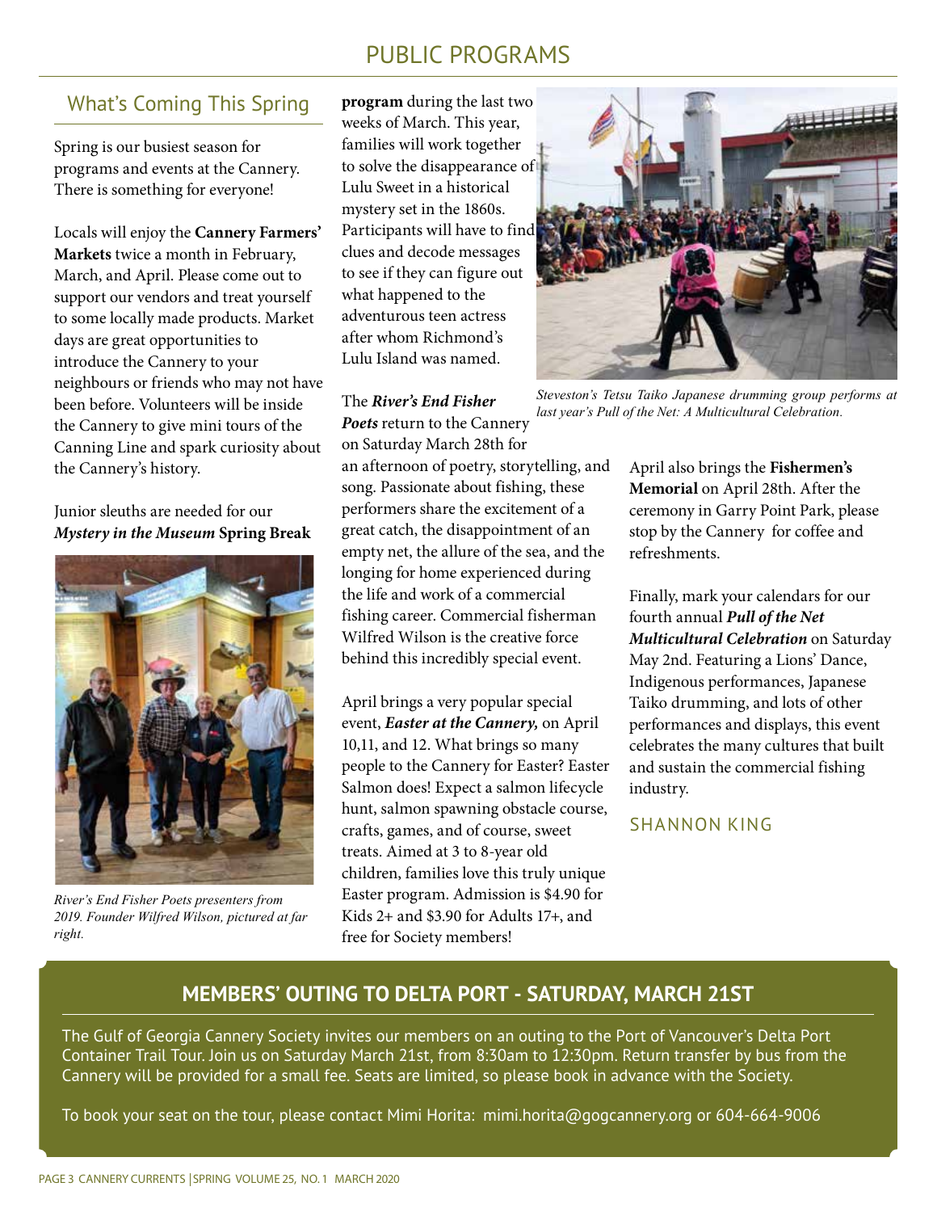# PUBLIC PROGRAMS

## What's Coming This Spring

Spring is our busiest season for programs and events at the Cannery. There is something for everyone!

Locals will enjoy the **Cannery Farmers' Markets** twice a month in February, March, and April. Please come out to support our vendors and treat yourself to some locally made products. Market days are great opportunities to introduce the Cannery to your neighbours or friends who may not have been before. Volunteers will be inside the Cannery to give mini tours of the Canning Line and spark curiosity about the Cannery's history.

Junior sleuths are needed for our ***Mystery in the Museum*** **Spring Break program** during the last two weeks of March. This year, families will work together to solve the disappearance of Lulu Sweet in a historical mystery set in the 1860s. Participants will have to find clues and decode messages to see if they can figure out what happened to the adventurous teen actress after whom Richmond's Lulu Island was named.

*River's End Fisher Poets presenters from 2019. Founder Wilfred Wilson, pictured at far right.*

The ***River's End Fisher Poets*** return to the Cannery on Saturday March 28th for an afternoon of poetry, storytelling, and song. Passionate about fishing, these performers share the excitement of a great catch, the disappointment of an empty net, the allure of the sea, and the longing for home experienced during the life and work of a commercial fishing career. Commercial fisherman Wilfred Wilson is the creative force behind this incredibly special event.

April brings a very popular special event, ***Easter at the Cannery,*** on April 10,11, and 12. What brings so many people to the Cannery for Easter? Easter Salmon does! Expect a salmon lifecycle hunt, salmon spawning obstacle course, crafts, games, and of course, sweet treats. Aimed at 3 to 8-year old children, families love this truly unique Easter program. Admission is $4.90 for Kids 2+ and $3.90 for Adults 17+, and free for Society members!

*Steveston's Tetsu Taiko Japanese drumming group performs at last year's Pull of the Net: A Multicultural Celebration.*

April also brings the **Fishermen's Memorial** on April 28th. After the ceremony in Garry Point Park, please stop by the Cannery for coffee and refreshments.

Finally, mark your calendars for our fourth annual ***Pull of the Net Multicultural Celebration*** on Saturday May 2nd. Featuring a Lions' Dance, Indigenous performances, Japanese Taiko drumming, and lots of other performances and displays, this event celebrates the many cultures that built and sustain the commercial fishing industry.

SHANNON KING

## MEMBERS' OUTING TO DELTA PORT - SATURDAY, MARCH 21ST

The Gulf of Georgia Cannery Society invites our members on an outing to the Port of Vancouver's Delta Port Container Trail Tour. Join us on Saturday March 21st, from 8:30am to 12:30pm. Return transfer by bus from the Cannery will be provided for a small fee. Seats are limited, so please book in advance with the Society.

To book your seat on the tour, please contact Mimi Horita: mimi.horita@gogcannery.org or 604-664-9006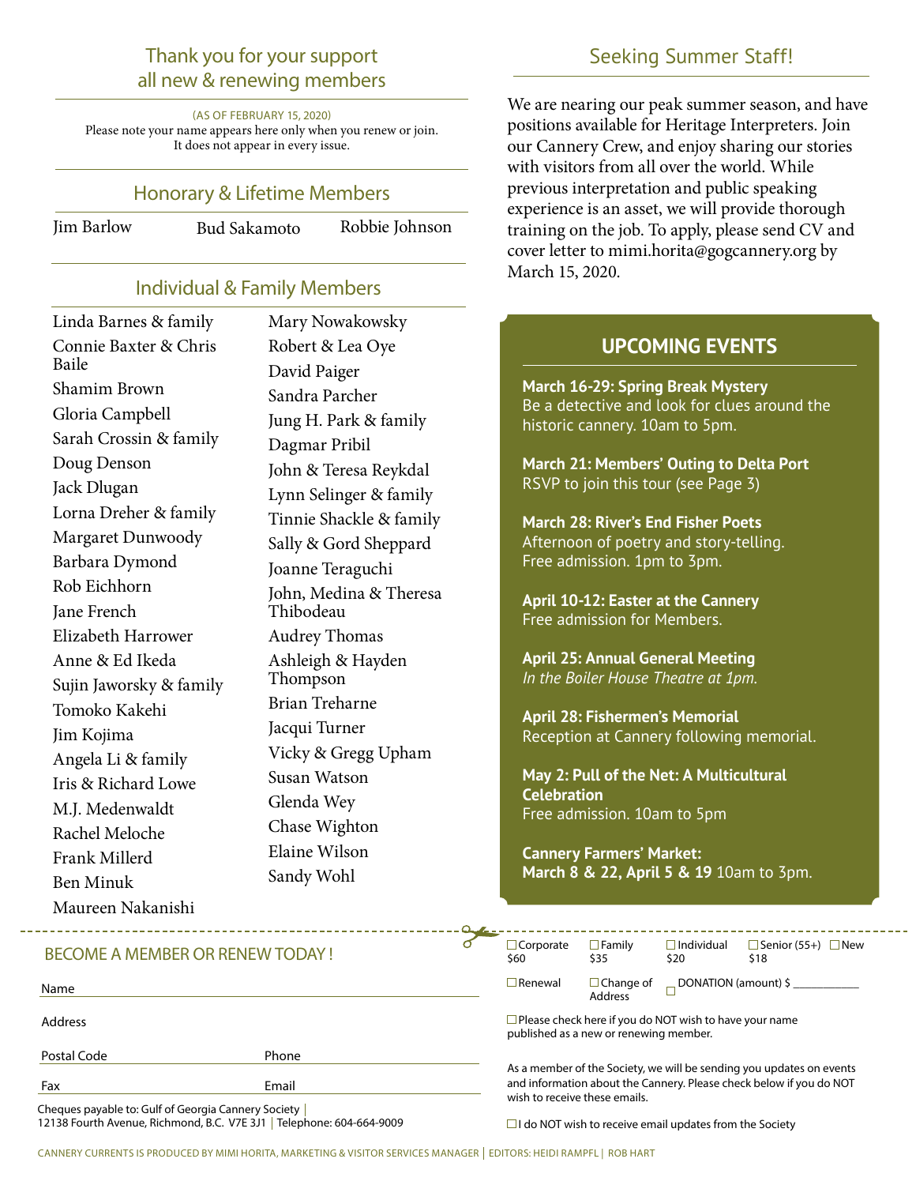## Thank you for your support all new & renewing members

(AS OF FEBRUARY 15, 2020)
Please note your name appears here only when you renew or join.
It does not appear in every issue.

### Honorary & Lifetime Members

Jim Barlow
Bud Sakamoto
Robbie Johnson

### Individual & Family Members

Linda Barnes & family
Connie Baxter & Chris Baile
Shamim Brown
Gloria Campbell
Sarah Crossin & family
Doug Denson
Jack Dlugan
Lorna Dreher & family
Margaret Dunwoody
Barbara Dymond
Rob Eichhorn
Jane French
Elizabeth Harrower
Anne & Ed Ikeda
Sujin Jaworsky & family
Tomoko Kakehi
Jim Kojima
Angela Li & family
Iris & Richard Lowe
M.J. Medenwaldt
Rachel Meloche
Frank Millerd
Ben Minuk
Maureen Nakanishi
Mary Nowakowsky
Robert & Lea Oye
David Paiger
Sandra Parcher
Jung H. Park & family
Dagmar Pribil
John & Teresa Reykdal
Lynn Selinger & family
Tinnie Shackle & family
Sally & Gord Sheppard
Joanne Teraguchi
John, Medina & Theresa Thibodeau
Audrey Thomas
Ashleigh & Hayden Thompson
Brian Treharne
Jacqui Turner
Vicky & Gregg Upham
Susan Watson
Glenda Wey
Chase Wighton
Elaine Wilson
Sandy Wohl

## Seeking Summer Staff!

We are nearing our peak summer season, and have positions available for Heritage Interpreters. Join our Cannery Crew, and enjoy sharing our stories with visitors from all over the world. While previous interpretation and public speaking experience is an asset, we will provide thorough training on the job. To apply, please send CV and cover letter to mimi.horita@gogcannery.org by March 15, 2020.

## UPCOMING EVENTS

**March 16-29: Spring Break Mystery**
Be a detective and look for clues around the historic cannery. 10am to 5pm.

**March 21: Members' Outing to Delta Port**
RSVP to join this tour (see Page 3)

**March 28: River's End Fisher Poets**
Afternoon of poetry and story-telling. Free admission. 1pm to 3pm.

**April 10-12: Easter at the Cannery**
Free admission for Members.

**April 25: Annual General Meeting**
*In the Boiler House Theatre at 1pm.*

**April 28: Fishermen's Memorial**
Reception at Cannery following memorial.

**May 2: Pull of the Net: A Multicultural Celebration**
Free admission. 10am to 5pm

**Cannery Farmers' Market:**
**March 8 & 22, April 5 & 19** 10am to 3pm.

## BECOME A MEMBER OR RENEW TODAY !

Name

Address

Postal Code | Phone

Fax | Email

Cheques payable to: Gulf of Georgia Cannery Society | 12138 Fourth Avenue, Richmond, B.C. V7E 3J1 | Telephone: 604-664-9009

☐ Corporate $60 ☐ Family $35 ☐ Individual $20 ☐ Senior (55+) $18 ☐ New

☐ Renewal ☐ Change of Address ☐ DONATION (amount) $ ___________

☐ Please check here if you do NOT wish to have your name published as a new or renewing member.

As a member of the Society, we will be sending you updates on events and information about the Cannery. Please check below if you do NOT wish to receive these emails.

☐ I do NOT wish to receive email updates from the Society

CANNERY CURRENTS IS PRODUCED BY MIMI HORITA, MARKETING & VISITOR SERVICES MANAGER | EDITORS: HEIDI RAMPFL | ROB HART